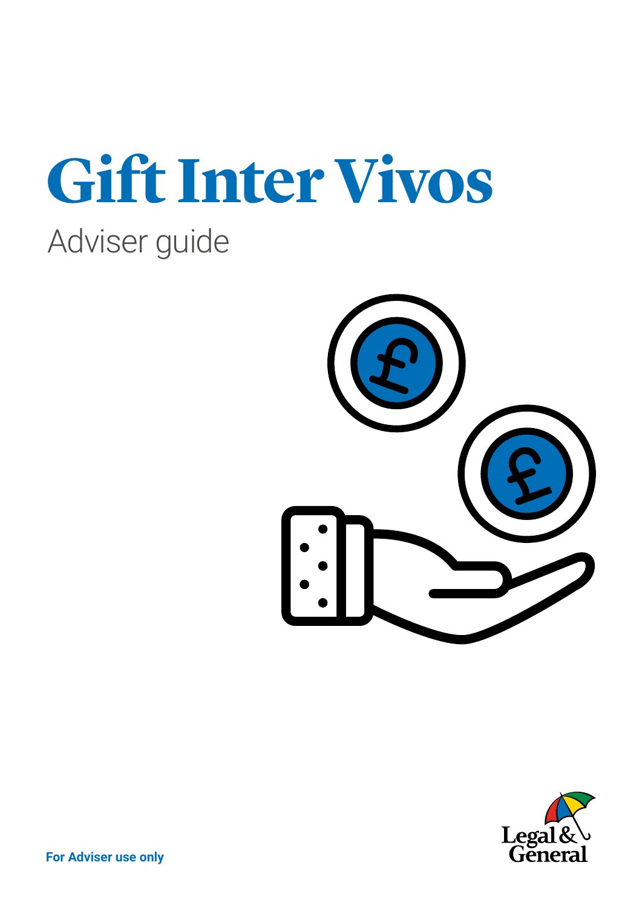# Gift Inter Vivos

## Adviser guide

**For Adviser use only**

Legal & General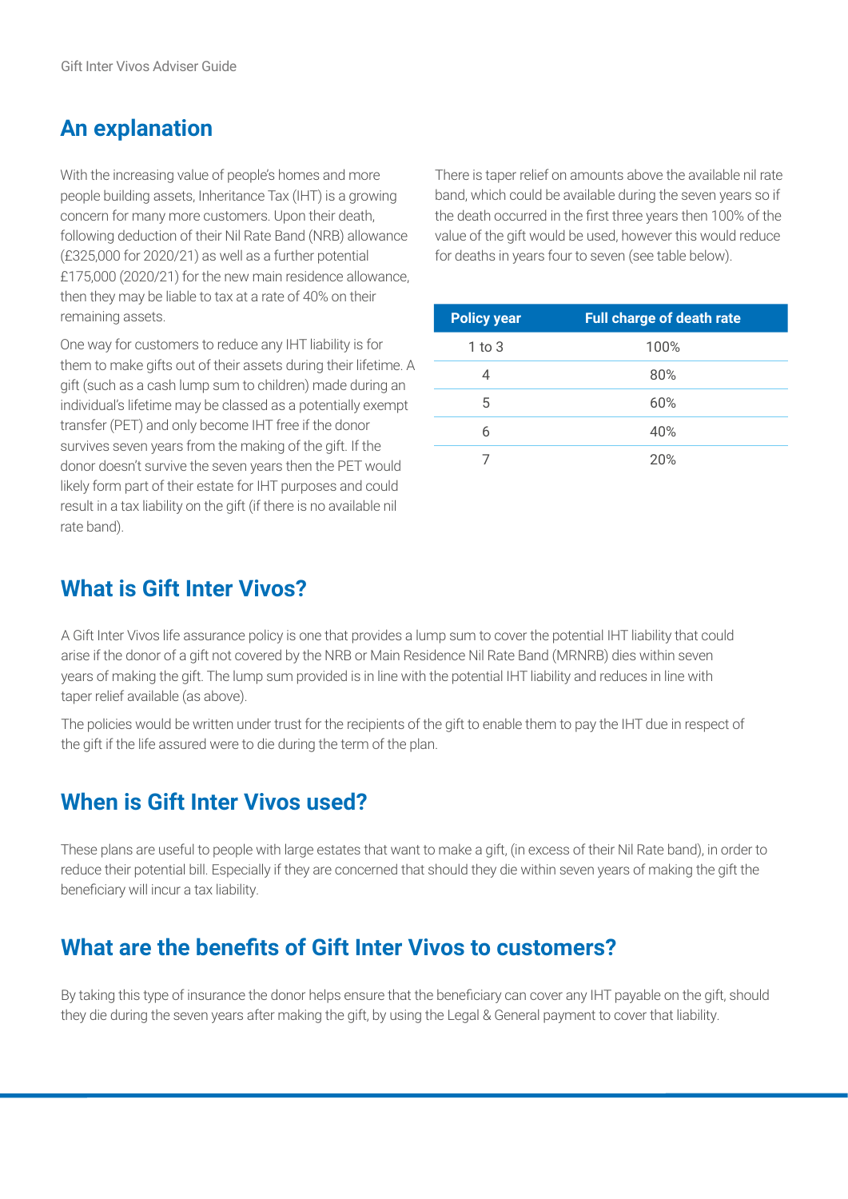## An explanation

With the increasing value of people's homes and more people building assets, Inheritance Tax (IHT) is a growing concern for many more customers. Upon their death, following deduction of their Nil Rate Band (NRB) allowance (£325,000 for 2020/21) as well as a further potential £175,000 (2020/21) for the new main residence allowance, then they may be liable to tax at a rate of 40% on their remaining assets.

One way for customers to reduce any IHT liability is for them to make gifts out of their assets during their lifetime. A gift (such as a cash lump sum to children) made during an individual's lifetime may be classed as a potentially exempt transfer (PET) and only become IHT free if the donor survives seven years from the making of the gift. If the donor doesn't survive the seven years then the PET would likely form part of their estate for IHT purposes and could result in a tax liability on the gift (if there is no available nil rate band).

There is taper relief on amounts above the available nil rate band, which could be available during the seven years so if the death occurred in the first three years then 100% of the value of the gift would be used, however this would reduce for deaths in years four to seven (see table below).

| Policy year | Full charge of death rate |
|---|---|
| 1 to 3 | 100% |
| 4 | 80% |
| 5 | 60% |
| 6 | 40% |
| 7 | 20% |

## What is Gift Inter Vivos?

A Gift Inter Vivos life assurance policy is one that provides a lump sum to cover the potential IHT liability that could arise if the donor of a gift not covered by the NRB or Main Residence Nil Rate Band (MRNRB) dies within seven years of making the gift. The lump sum provided is in line with the potential IHT liability and reduces in line with taper relief available (as above).

The policies would be written under trust for the recipients of the gift to enable them to pay the IHT due in respect of the gift if the life assured were to die during the term of the plan.

## When is Gift Inter Vivos used?

These plans are useful to people with large estates that want to make a gift, (in excess of their Nil Rate band), in order to reduce their potential bill. Especially if they are concerned that should they die within seven years of making the gift the beneficiary will incur a tax liability.

## What are the benefits of Gift Inter Vivos to customers?

By taking this type of insurance the donor helps ensure that the beneficiary can cover any IHT payable on the gift, should they die during the seven years after making the gift, by using the Legal & General payment to cover that liability.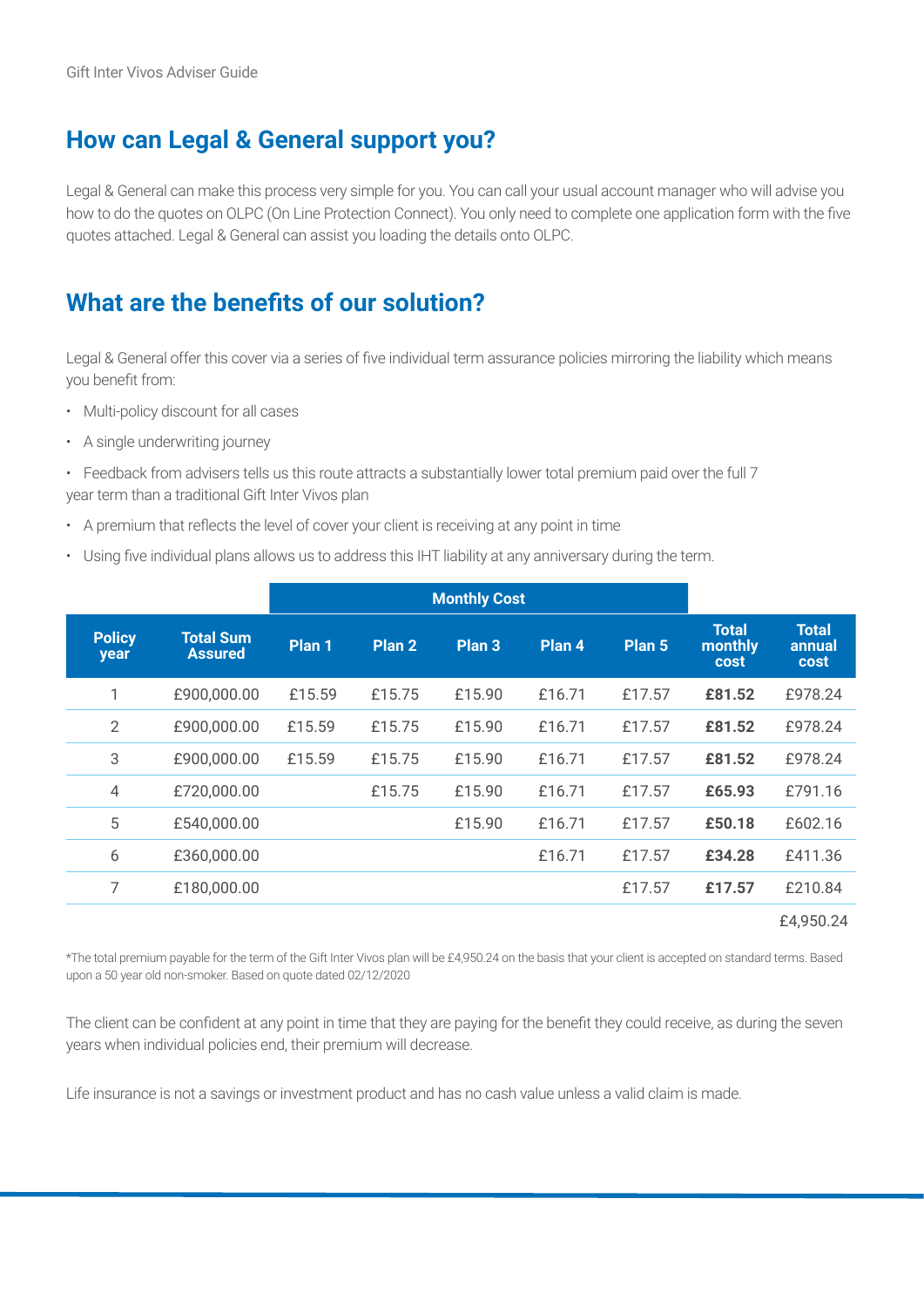## How can Legal & General support you?

Legal & General can make this process very simple for you. You can call your usual account manager who will advise you how to do the quotes on OLPC (On Line Protection Connect). You only need to complete one application form with the five quotes attached. Legal & General can assist you loading the details onto OLPC.

## What are the benefits of our solution?

Legal & General offer this cover via a series of five individual term assurance policies mirroring the liability which means you benefit from:

- Multi-policy discount for all cases
- A single underwriting journey
- Feedback from advisers tells us this route attracts a substantially lower total premium paid over the full 7 year term than a traditional Gift Inter Vivos plan
- A premium that reflects the level of cover your client is receiving at any point in time
- Using five individual plans allows us to address this IHT liability at any anniversary during the term.

| | | Monthly Cost | | | | | | |
|---|---|---|---|---|---|---|---|---|
| **Policy year** | **Total Sum Assured** | **Plan 1** | **Plan 2** | **Plan 3** | **Plan 4** | **Plan 5** | **Total monthly cost** | **Total annual cost** |
| 1 | £900,000.00 | £15.59 | £15.75 | £15.90 | £16.71 | £17.57 | **£81.52** | £978.24 |
| 2 | £900,000.00 | £15.59 | £15.75 | £15.90 | £16.71 | £17.57 | **£81.52** | £978.24 |
| 3 | £900,000.00 | £15.59 | £15.75 | £15.90 | £16.71 | £17.57 | **£81.52** | £978.24 |
| 4 | £720,000.00 | | £15.75 | £15.90 | £16.71 | £17.57 | **£65.93** | £791.16 |
| 5 | £540,000.00 | | | £15.90 | £16.71 | £17.57 | **£50.18** | £602.16 |
| 6 | £360,000.00 | | | | £16.71 | £17.57 | **£34.28** | £411.36 |
| 7 | £180,000.00 | | | | | £17.57 | **£17.57** | £210.84 |
| | | | | | | | | £4,950.24 |

*The total premium payable for the term of the Gift Inter Vivos plan will be £4,950.24 on the basis that your client is accepted on standard terms. Based upon a 50 year old non-smoker. Based on quote dated 02/12/2020

The client can be confident at any point in time that they are paying for the benefit they could receive, as during the seven years when individual policies end, their premium will decrease.

Life insurance is not a savings or investment product and has no cash value unless a valid claim is made.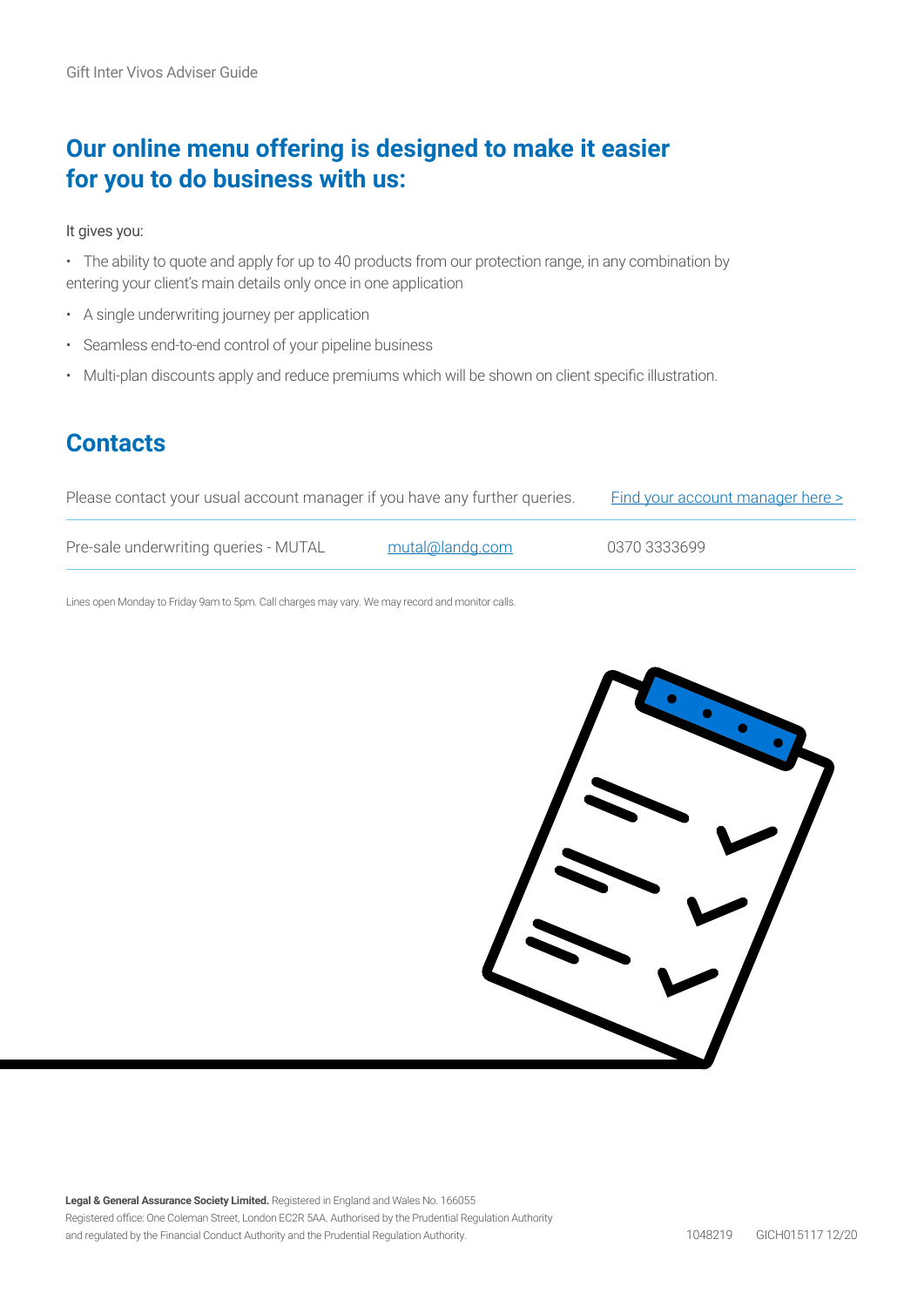## Our online menu offering is designed to make it easier for you to do business with us:

It gives you:

- The ability to quote and apply for up to 40 products from our protection range, in any combination by entering your client's main details only once in one application
- A single underwriting journey per application
- Seamless end-to-end control of your pipeline business
- Multi-plan discounts apply and reduce premiums which will be shown on client specific illustration.

## Contacts

| | | |
|---|---|---|
| Please contact your usual account manager if you have any further queries. | | Find your account manager here > |
| Pre-sale underwriting queries - MUTAL | mutal@landg.com | 0370 3333699 |

Lines open Monday to Friday 9am to 5pm. Call charges may vary. We may record and monitor calls.

**Legal & General Assurance Society Limited.** Registered in England and Wales No. 166055
Registered office: One Coleman Street, London EC2R 5AA. Authorised by the Prudential Regulation Authority and regulated by the Financial Conduct Authority and the Prudential Regulation Authority.

1048219 GICH015117 12/20